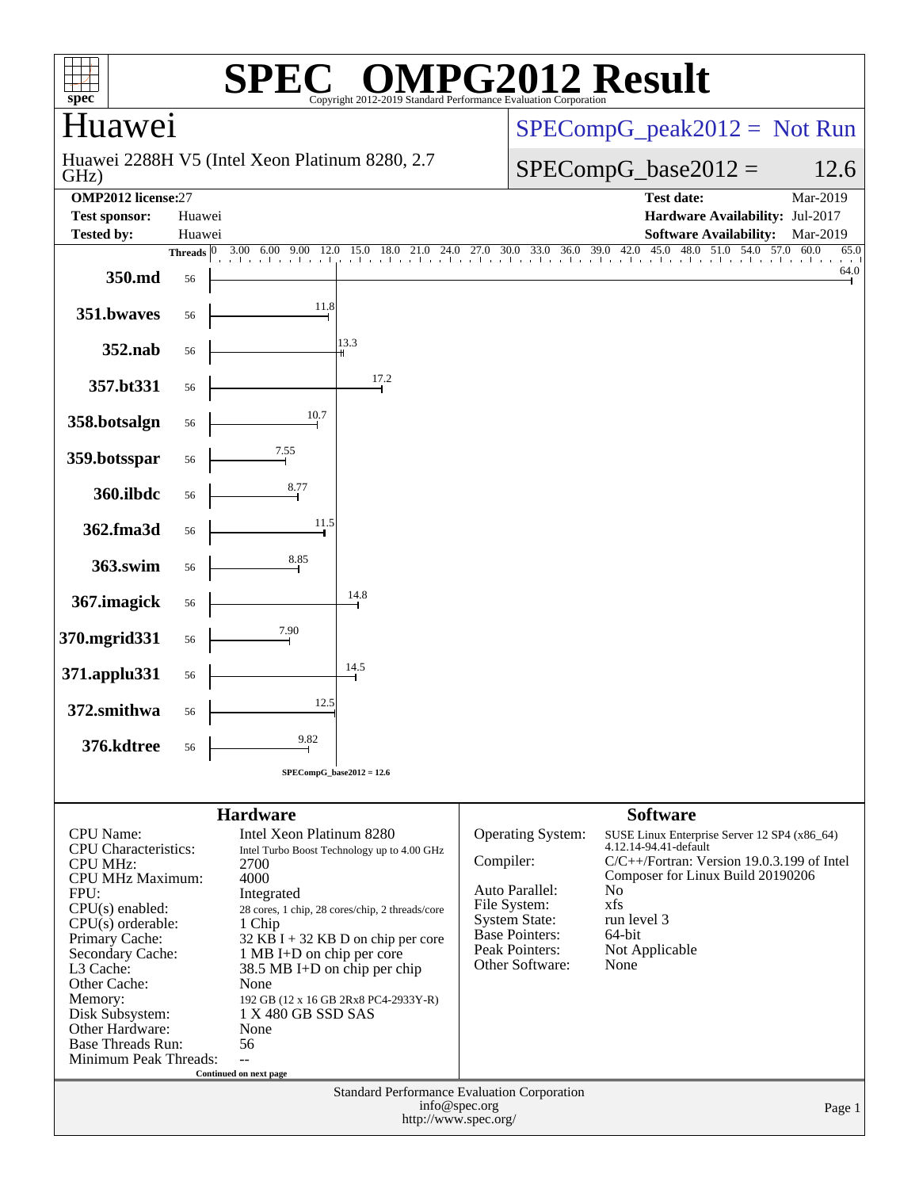# SPEC® OMPG2012 Result

Copyright 2012-2019 Standard Performance Evaluation Corporation

## Huawei

Huawei 2288H V5 (Intel Xeon Platinum 8280, 2.7 GHz)

SPECompG_peak2012 = Not Run

SPECompG_base2012 = 12.6

| | | | |
|---|---|---|---|
| **OMP2012 license:** | 27 | **Test date:** | Mar-2019 |
| **Test sponsor:** | Huawei | **Hardware Availability:** | Jul-2017 |
| **Tested by:** | Huawei | **Software Availability:** | Mar-2019 |

| Benchmark | Threads | Base Ratio |
|---|---|---|
| 350.md | 56 | 64.0 |
| 351.bwaves | 56 | 11.8 |
| 352.nab | 56 | 13.3 |
| 357.bt331 | 56 | 17.2 |
| 358.botsalgn | 56 | 10.7 |
| 359.botsspar | 56 | 7.55 |
| 360.ilbdc | 56 | 8.77 |
| 362.fma3d | 56 | 11.5 |
| 363.swim | 56 | 8.85 |
| 367.imagick | 56 | 14.8 |
| 370.mgrid331 | 56 | 7.90 |
| 371.applu331 | 56 | 14.5 |
| 372.smithwa | 56 | 12.5 |
| 376.kdtree | 56 | 9.82 |

SPECompG_base2012 = 12.6

### Hardware

| | |
|---|---|
| CPU Name: | Intel Xeon Platinum 8280 |
| CPU Characteristics: | Intel Turbo Boost Technology up to 4.00 GHz |
| CPU MHz: | 2700 |
| CPU MHz Maximum: | 4000 |
| FPU: | Integrated |
| CPU(s) enabled: | 28 cores, 1 chip, 28 cores/chip, 2 threads/core |
| CPU(s) orderable: | 1 Chip |
| Primary Cache: | 32 KB I + 32 KB D on chip per core |
| Secondary Cache: | 1 MB I+D on chip per core |
| L3 Cache: | 38.5 MB I+D on chip per chip |
| Other Cache: | None |
| Memory: | 192 GB (12 x 16 GB 2Rx8 PC4-2933Y-R) |
| Disk Subsystem: | 1 X 480 GB SSD SAS |
| Other Hardware: | None |
| Base Threads Run: | 56 |
| Minimum Peak Threads: | -- |

Continued on next page

### Software

| | |
|---|---|
| Operating System: | SUSE Linux Enterprise Server 12 SP4 (x86_64) 4.12.14-94.41-default |
| Compiler: | C/C++/Fortran: Version 19.0.3.199 of Intel Composer for Linux Build 20190206 |
| Auto Parallel: | No |
| File System: | xfs |
| System State: | run level 3 |
| Base Pointers: | 64-bit |
| Peak Pointers: | Not Applicable |
| Other Software: | None |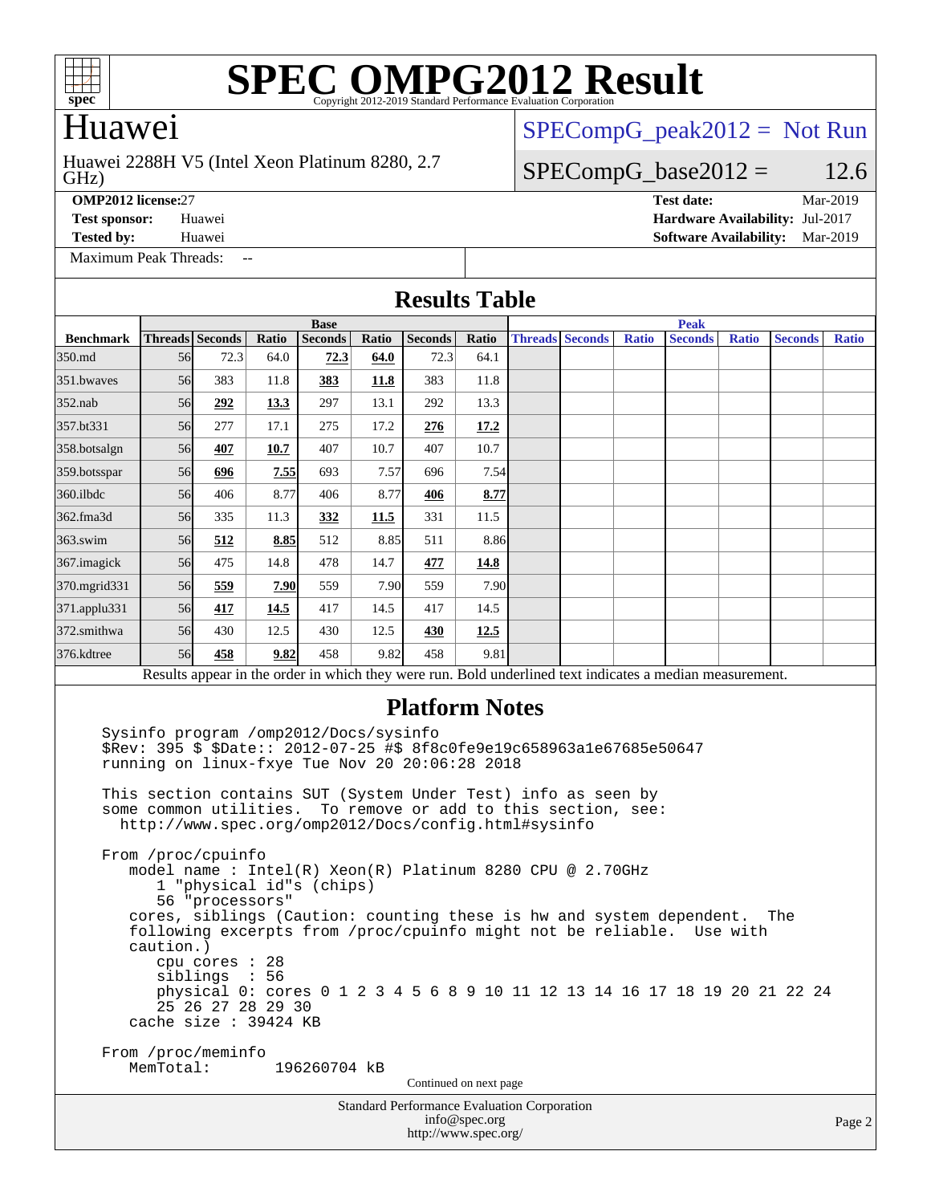# SPEC OMPG2012 Result

Copyright 2012-2019 Standard Performance Evaluation Corporation

## Huawei

Huawei 2288H V5 (Intel Xeon Platinum 8280, 2.7 GHz)

SPECompG_peak2012 = Not Run

SPECompG_base2012 = 12.6

**OMP2012 license:** 27
**Test sponsor:** Huawei
**Tested by:** Huawei
**Test date:** Mar-2019
**Hardware Availability:** Jul-2017
**Software Availability:** Mar-2019

Maximum Peak Threads: --

## Results Table

| | Base | | | | | | | Peak | | | | | | |
|---|---|---|---|---|---|---|---|---|---|---|---|---|---|---|
| **Benchmark** | **Threads** | **Seconds** | **Ratio** | **Seconds** | **Ratio** | **Seconds** | **Ratio** | **Threads** | **Seconds** | **Ratio** | **Seconds** | **Ratio** | **Seconds** | **Ratio** |
| 350.md | 56 | 72.3 | 64.0 | **72.3** | **64.0** | 72.3 | 64.1 | | | | | | | |
| 351.bwaves | 56 | 383 | 11.8 | **383** | **11.8** | 383 | 11.8 | | | | | | | |
| 352.nab | 56 | **292** | **13.3** | 297 | 13.1 | 292 | 13.3 | | | | | | | |
| 357.bt331 | 56 | 277 | 17.1 | 275 | 17.2 | **276** | **17.2** | | | | | | | |
| 358.botsalgn | 56 | **407** | **10.7** | 407 | 10.7 | 407 | 10.7 | | | | | | | |
| 359.botsspar | 56 | **696** | **7.55** | 693 | 7.57 | 696 | 7.54 | | | | | | | |
| 360.ilbdc | 56 | 406 | 8.77 | 406 | 8.77 | **406** | **8.77** | | | | | | | |
| 362.fma3d | 56 | 335 | 11.3 | **332** | **11.5** | 331 | 11.5 | | | | | | | |
| 363.swim | 56 | **512** | **8.85** | 512 | 8.85 | 511 | 8.86 | | | | | | | |
| 367.imagick | 56 | 475 | 14.8 | 478 | 14.7 | **477** | **14.8** | | | | | | | |
| 370.mgrid331 | 56 | **559** | **7.90** | 559 | 7.90 | 559 | 7.90 | | | | | | | |
| 371.applu331 | 56 | **417** | **14.5** | 417 | 14.5 | 417 | 14.5 | | | | | | | |
| 372.smithwa | 56 | 430 | 12.5 | 430 | 12.5 | **430** | **12.5** | | | | | | | |
| 376.kdtree | 56 | **458** | **9.82** | 458 | 9.82 | 458 | 9.81 | | | | | | | |

Results appear in the order in which they were run. Bold underlined text indicates a median measurement.

## Platform Notes

```
Sysinfo program /omp2012/Docs/sysinfo
$Rev: 395 $ $Date:: 2012-07-25 #$ 8f8c0fe9e19c658963a1e67685e50647
running on linux-fxye Tue Nov 20 20:06:28 2018

This section contains SUT (System Under Test) info as seen by
some common utilities.  To remove or add to this section, see:
  http://www.spec.org/omp2012/Docs/config.html#sysinfo

From /proc/cpuinfo
   model name : Intel(R) Xeon(R) Platinum 8280 CPU @ 2.70GHz
      1 "physical id"s (chips)
      56 "processors"
   cores, siblings (Caution: counting these is hw and system dependent.  The
   following excerpts from /proc/cpuinfo might not be reliable.  Use with
   caution.)
      cpu cores : 28
      siblings  : 56
      physical 0: cores 0 1 2 3 4 5 6 8 9 10 11 12 13 14 16 17 18 19 20 21 22 24
      25 26 27 28 29 30
   cache size : 39424 KB

From /proc/meminfo
   MemTotal:       196260704 kB
```

Continued on next page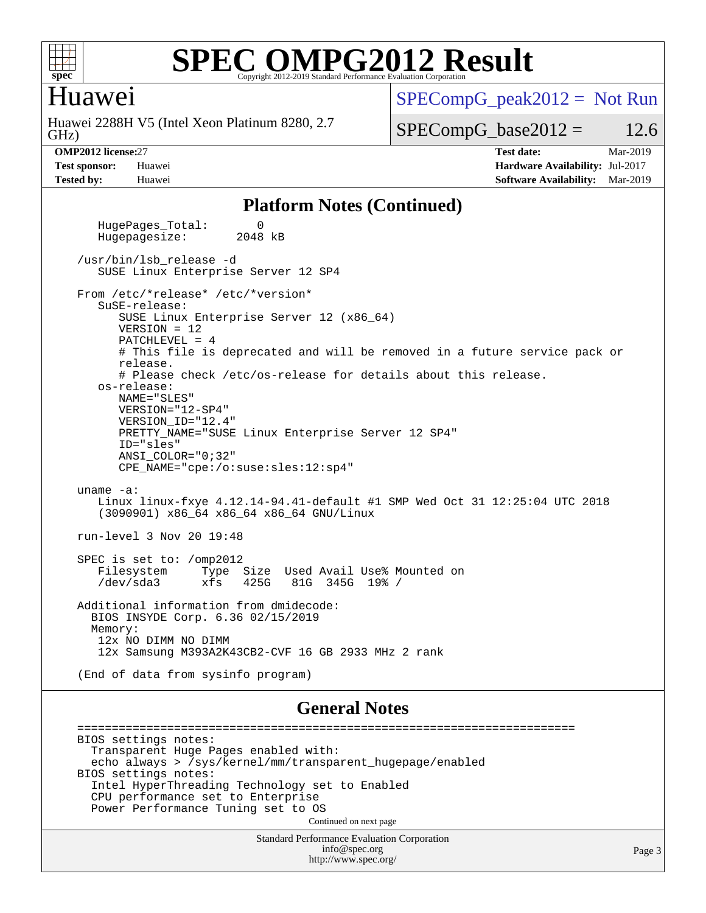## Platform Notes (Continued)

```
   HugePages_Total:       0
   Hugepagesize:       2048 kB

/usr/bin/lsb_release -d
   SUSE Linux Enterprise Server 12 SP4

From /etc/*release* /etc/*version*
   SuSE-release:
      SUSE Linux Enterprise Server 12 (x86_64)
      VERSION = 12
      PATCHLEVEL = 4
      # This file is deprecated and will be removed in a future service pack or
      release.
      # Please check /etc/os-release for details about this release.
   os-release:
      NAME="SLES"
      VERSION="12-SP4"
      VERSION_ID="12.4"
      PRETTY_NAME="SUSE Linux Enterprise Server 12 SP4"
      ID="sles"
      ANSI_COLOR="0;32"
      CPE_NAME="cpe:/o:suse:sles:12:sp4"

uname -a:
   Linux linux-fxye 4.12.14-94.41-default #1 SMP Wed Oct 31 12:25:04 UTC 2018
   (3090901) x86_64 x86_64 x86_64 GNU/Linux

run-level 3 Nov 20 19:48

SPEC is set to: /omp2012
   Filesystem     Type  Size  Used Avail Use% Mounted on
   /dev/sda3      xfs   425G   81G  345G  19% /

Additional information from dmidecode:
  BIOS INSYDE Corp. 6.36 02/15/2019
  Memory:
   12x NO DIMM NO DIMM
   12x Samsung M393A2K43CB2-CVF 16 GB 2933 MHz 2 rank

(End of data from sysinfo program)
```

## General Notes

```
========================================================================
BIOS settings notes:
  Transparent Huge Pages enabled with:
  echo always > /sys/kernel/mm/transparent_hugepage/enabled
BIOS settings notes:
  Intel HyperThreading Technology set to Enabled
  CPU performance set to Enterprise
  Power Performance Tuning set to OS
```

Continued on next page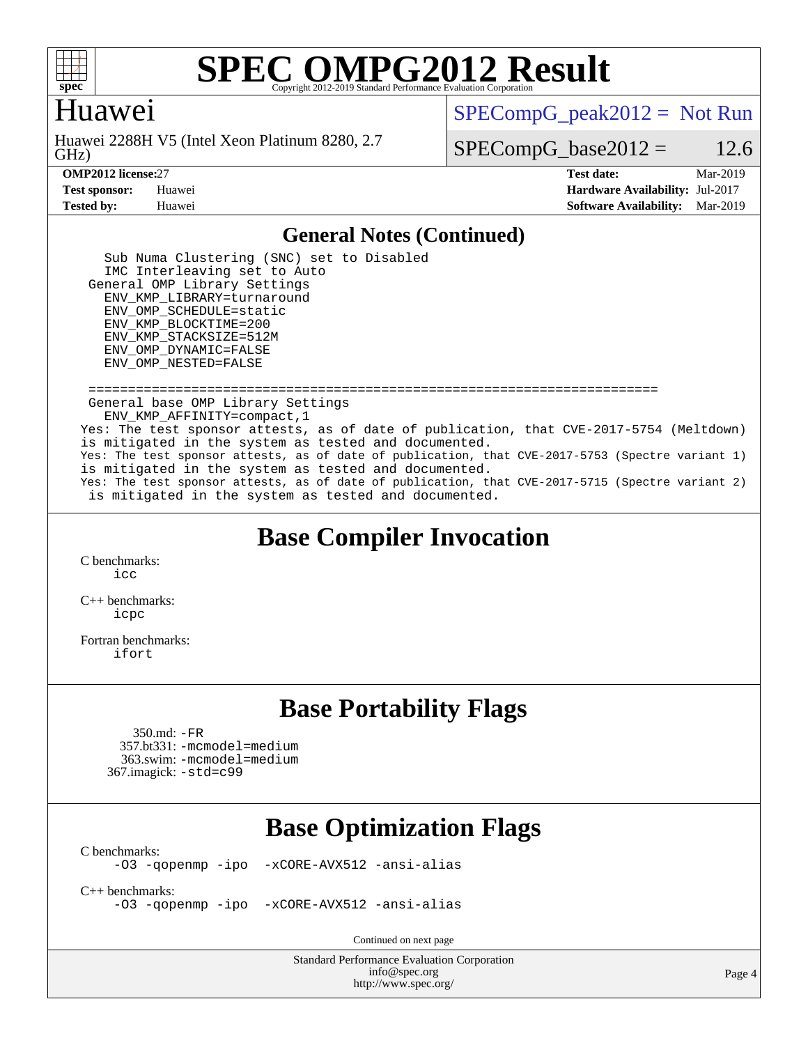# Huawei

Huawei 2288H V5 (Intel Xeon Platinum 8280, 2.7 GHz)

SPECompG_peak2012 = Not Run

SPECompG_base2012 = 12.6

**OMP2012 license:** 27 | **Test date:** Mar-2019
**Test sponsor:** Huawei | **Hardware Availability:** Jul-2017
**Tested by:** Huawei | **Software Availability:** Mar-2019

## General Notes (Continued)

```
    Sub Numa Clustering (SNC) set to Disabled
    IMC Interleaving set to Auto
  General OMP Library Settings
    ENV_KMP_LIBRARY=turnaround
    ENV_OMP_SCHEDULE=static
    ENV_KMP_BLOCKTIME=200
    ENV_KMP_STACKSIZE=512M
    ENV_OMP_DYNAMIC=FALSE
    ENV_OMP_NESTED=FALSE

  ========================================================================
  General base OMP Library Settings
    ENV_KMP_AFFINITY=compact,1
Yes: The test sponsor attests, as of date of publication, that CVE-2017-5754 (Meltdown)
is mitigated in the system as tested and documented.
Yes: The test sponsor attests, as of date of publication, that CVE-2017-5753 (Spectre variant 1)
is mitigated in the system as tested and documented.
Yes: The test sponsor attests, as of date of publication, that CVE-2017-5715 (Spectre variant 2)
 is mitigated in the system as tested and documented.
```

## Base Compiler Invocation

C benchmarks:
icc

C++ benchmarks:
icpc

Fortran benchmarks:
ifort

## Base Portability Flags

350.md: -FR
357.bt331: -mcmodel=medium
363.swim: -mcmodel=medium
367.imagick: -std=c99

## Base Optimization Flags

C benchmarks:
-O3 -qopenmp -ipo -xCORE-AVX512 -ansi-alias

C++ benchmarks:
-O3 -qopenmp -ipo -xCORE-AVX512 -ansi-alias

Continued on next page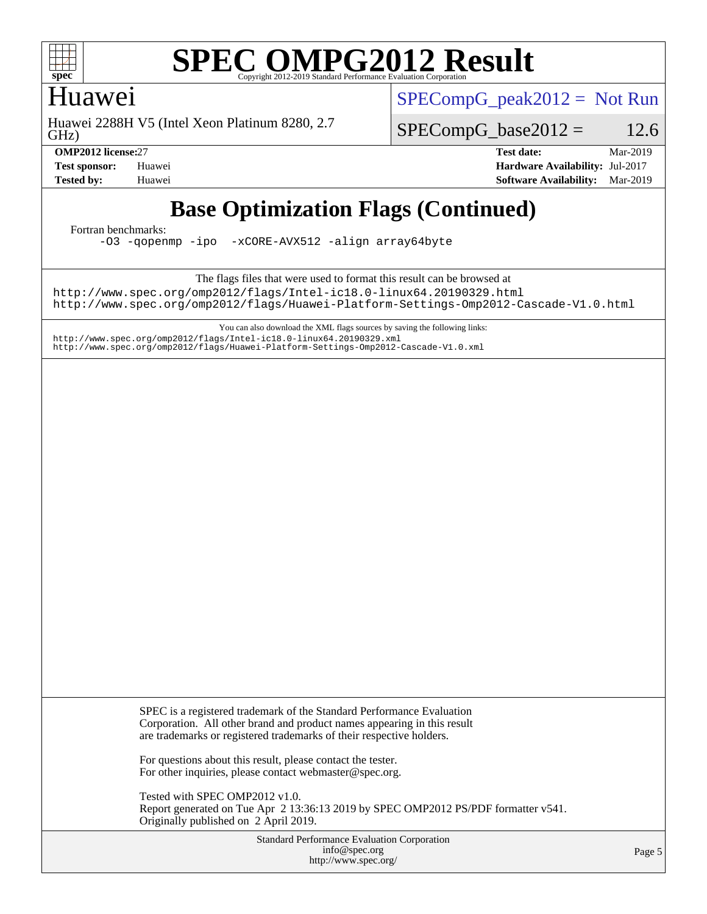# Huawei

Huawei 2288H V5 (Intel Xeon Platinum 8280, 2.7 GHz)

SPECompG_peak2012 = Not Run

SPECompG_base2012 = 12.6

**OMP2012 license:** 27 **Test date:** Mar-2019

**Test sponsor:** Huawei **Hardware Availability:** Jul-2017

**Tested by:** Huawei **Software Availability:** Mar-2019

## Base Optimization Flags (Continued)

Fortran benchmarks:

```
-O3 -qopenmp -ipo  -xCORE-AVX512 -align array64byte
```

The flags files that were used to format this result can be browsed at

http://www.spec.org/omp2012/flags/Intel-ic18.0-linux64.20190329.html

http://www.spec.org/omp2012/flags/Huawei-Platform-Settings-Omp2012-Cascade-V1.0.html

You can also download the XML flags sources by saving the following links:

http://www.spec.org/omp2012/flags/Intel-ic18.0-linux64.20190329.xml

http://www.spec.org/omp2012/flags/Huawei-Platform-Settings-Omp2012-Cascade-V1.0.xml

SPEC is a registered trademark of the Standard Performance Evaluation Corporation. All other brand and product names appearing in this result are trademarks or registered trademarks of their respective holders.

For questions about this result, please contact the tester.
For other inquiries, please contact webmaster@spec.org.

Tested with SPEC OMP2012 v1.0.
Report generated on Tue Apr 2 13:36:13 2019 by SPEC OMP2012 PS/PDF formatter v541.
Originally published on 2 April 2019.